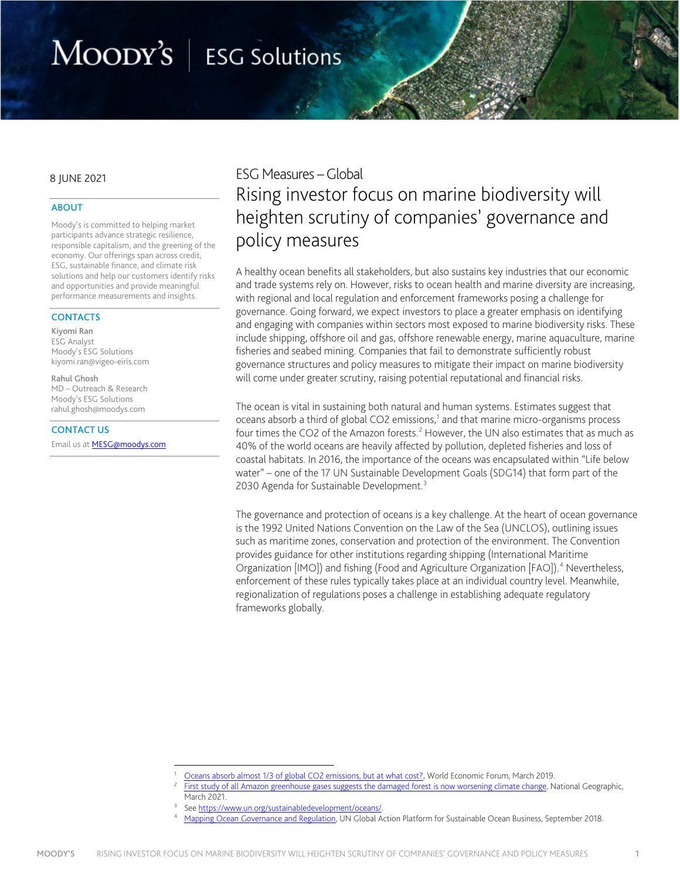Moody's | ESG Solutions

8 JUNE 2021

### ABOUT

Moody's is committed to helping market participants advance strategic resilience, responsible capitalism, and the greening of the economy. Our offerings span across credit, ESG, sustainable finance, and climate risk solutions and help our customers identify risks and opportunities and provide meaningful performance measurements and insights.

### CONTACTS

Kiyomi Ran
ESG Analyst
Moody's ESG Solutions
kiyomi.ran@vigeo-eiris.com

Rahul Ghosh
MD – Outreach & Research
Moody's ESG Solutions
rahul.ghosh@moodys.com

### CONTACT US

Email us at [MESG@moodys.com](mailto:MESG@moodys.com)

## ESG Measures – Global

# Rising investor focus on marine biodiversity will heighten scrutiny of companies' governance and policy measures

A healthy ocean benefits all stakeholders, but also sustains key industries that our economic and trade systems rely on. However, risks to ocean health and marine diversity are increasing, with regional and local regulation and enforcement frameworks posing a challenge for governance. Going forward, we expect investors to place a greater emphasis on identifying and engaging with companies within sectors most exposed to marine biodiversity risks. These include shipping, offshore oil and gas, offshore renewable energy, marine aquaculture, marine fisheries and seabed mining. Companies that fail to demonstrate sufficiently robust governance structures and policy measures to mitigate their impact on marine biodiversity will come under greater scrutiny, raising potential reputational and financial risks.

The ocean is vital in sustaining both natural and human systems. Estimates suggest that oceans absorb a third of global $CO_2$ emissions,[1] and that marine micro-organisms process four times the $CO_2$ of the Amazon forests.[2] However, the UN also estimates that as much as 40% of the world oceans are heavily affected by pollution, depleted fisheries and loss of coastal habitats. In 2016, the importance of the oceans was encapsulated within "Life below water" – one of the 17 UN Sustainable Development Goals (SDG14) that form part of the 2030 Agenda for Sustainable Development.[3]

The governance and protection of oceans is a key challenge. At the heart of ocean governance is the 1992 United Nations Convention on the Law of the Sea (UNCLOS), outlining issues such as maritime zones, conservation and protection of the environment. The Convention provides guidance for other institutions regarding shipping (International Maritime Organization [IMO]) and fishing (Food and Agriculture Organization [FAO]).[4] Nevertheless, enforcement of these rules typically takes place at an individual country level. Meanwhile, regionalization of regulations poses a challenge in establishing adequate regulatory frameworks globally.

---

1. Oceans absorb almost 1/3 of global CO2 emissions, but at what cost?, World Economic Forum, March 2019.
2. First study of all Amazon greenhouse gases suggests the damaged forest is now worsening climate change, National Geographic, March 2021.
3. See https://www.un.org/sustainabledevelopment/oceans/.
4. Mapping Ocean Governance and Regulation, UN Global Action Platform for Sustainable Ocean Business, September 2018.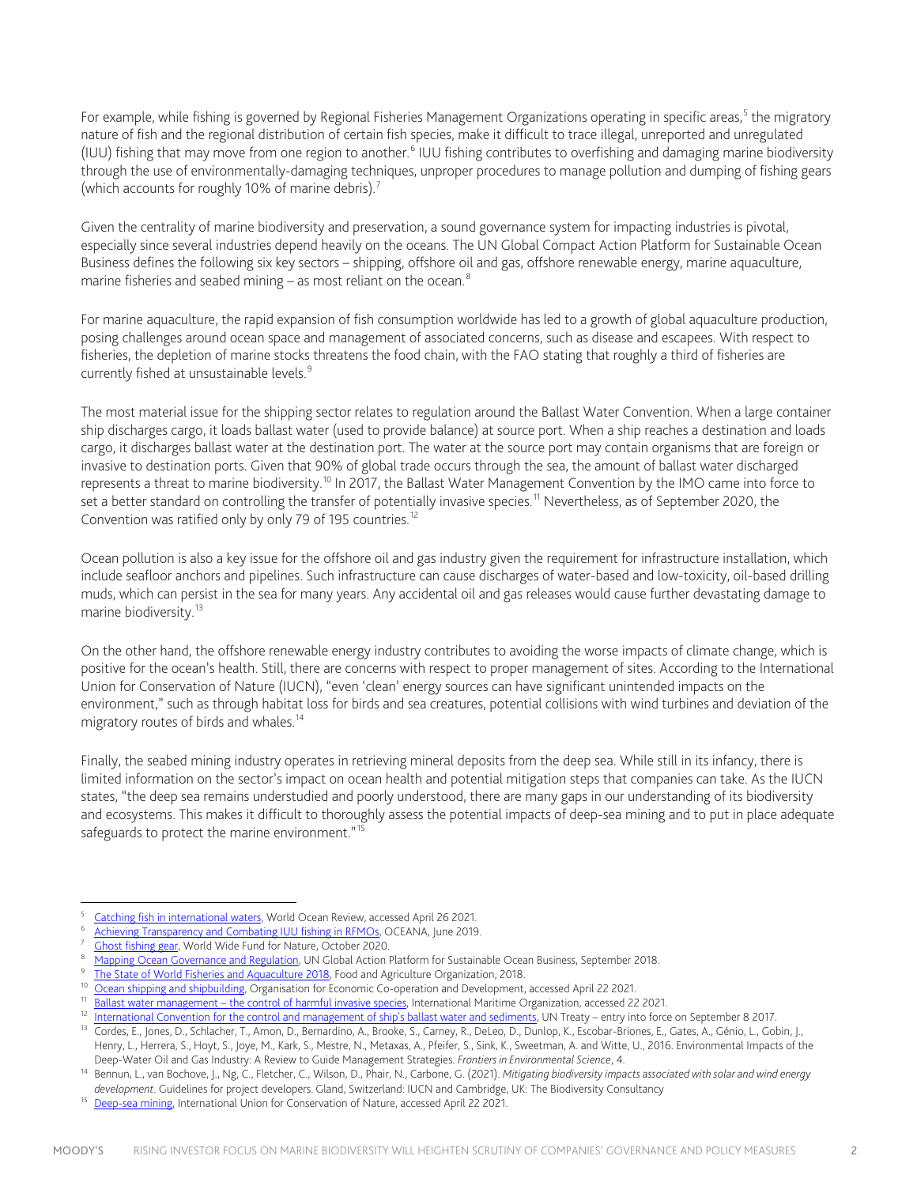For example, while fishing is governed by Regional Fisheries Management Organizations operating in specific areas,[5] the migratory nature of fish and the regional distribution of certain fish species, make it difficult to trace illegal, unreported and unregulated (IUU) fishing that may move from one region to another.[6] IUU fishing contributes to overfishing and damaging marine biodiversity through the use of environmentally-damaging techniques, unproper procedures to manage pollution and dumping of fishing gears (which accounts for roughly 10% of marine debris).[7]

Given the centrality of marine biodiversity and preservation, a sound governance system for impacting industries is pivotal, especially since several industries depend heavily on the oceans. The UN Global Compact Action Platform for Sustainable Ocean Business defines the following six key sectors – shipping, offshore oil and gas, offshore renewable energy, marine aquaculture, marine fisheries and seabed mining – as most reliant on the ocean.[8]

For marine aquaculture, the rapid expansion of fish consumption worldwide has led to a growth of global aquaculture production, posing challenges around ocean space and management of associated concerns, such as disease and escapees. With respect to fisheries, the depletion of marine stocks threatens the food chain, with the FAO stating that roughly a third of fisheries are currently fished at unsustainable levels.[9]

The most material issue for the shipping sector relates to regulation around the Ballast Water Convention. When a large container ship discharges cargo, it loads ballast water (used to provide balance) at source port. When a ship reaches a destination and loads cargo, it discharges ballast water at the destination port. The water at the source port may contain organisms that are foreign or invasive to destination ports. Given that 90% of global trade occurs through the sea, the amount of ballast water discharged represents a threat to marine biodiversity.[10] In 2017, the Ballast Water Management Convention by the IMO came into force to set a better standard on controlling the transfer of potentially invasive species.[11] Nevertheless, as of September 2020, the Convention was ratified only by only 79 of 195 countries.[12]

Ocean pollution is also a key issue for the offshore oil and gas industry given the requirement for infrastructure installation, which include seafloor anchors and pipelines. Such infrastructure can cause discharges of water-based and low-toxicity, oil-based drilling muds, which can persist in the sea for many years. Any accidental oil and gas releases would cause further devastating damage to marine biodiversity.[13]

On the other hand, the offshore renewable energy industry contributes to avoiding the worse impacts of climate change, which is positive for the ocean's health. Still, there are concerns with respect to proper management of sites. According to the International Union for Conservation of Nature (IUCN), "even 'clean' energy sources can have significant unintended impacts on the environment," such as through habitat loss for birds and sea creatures, potential collisions with wind turbines and deviation of the migratory routes of birds and whales.[14]

Finally, the seabed mining industry operates in retrieving mineral deposits from the deep sea. While still in its infancy, there is limited information on the sector's impact on ocean health and potential mitigation steps that companies can take. As the IUCN states, "the deep sea remains understudied and poorly understood, there are many gaps in our understanding of its biodiversity and ecosystems. This makes it difficult to thoroughly assess the potential impacts of deep-sea mining and to put in place adequate safeguards to protect the marine environment."[15]

---

[5] Catching fish in international waters, World Ocean Review, accessed April 26 2021.

[6] Achieving Transparency and Combating IUU fishing in RFMOs, OCEANA, June 2019.

[7] Ghost fishing gear, World Wide Fund for Nature, October 2020.

[8] Mapping Ocean Governance and Regulation, UN Global Action Platform for Sustainable Ocean Business, September 2018.

[9] The State of World Fisheries and Aquaculture 2018, Food and Agriculture Organization, 2018.

[10] Ocean shipping and shipbuilding, Organisation for Economic Co-operation and Development, accessed April 22 2021.

[11] Ballast water management – the control of harmful invasive species, International Maritime Organization, accessed 22 2021.

[12] International Convention for the control and management of ship's ballast water and sediments, UN Treaty – entry into force on September 8 2017.

[13] Cordes, E., Jones, D., Schlacher, T., Amon, D., Bernardino, A., Brooke, S., Carney, R., DeLeo, D., Dunlop, K., Escobar-Briones, E., Gates, A., Génio, L., Gobin, J., Henry, L., Herrera, S., Hoyt, S., Joye, M., Kark, S., Mestre, N., Metaxas, A., Pfeifer, S., Sink, K., Sweetman, A. and Witte, U., 2016. Environmental Impacts of the Deep-Water Oil and Gas Industry: A Review to Guide Management Strategies. *Frontiers in Environmental Science*, 4.

[14] Bennun, L., van Bochove, J., Ng, C., Fletcher, C., Wilson, D., Phair, N., Carbone, G. (2021). *Mitigating biodiversity impacts associated with solar and wind energy development*. Guidelines for project developers. Gland, Switzerland: IUCN and Cambridge, UK: The Biodiversity Consultancy

[15] Deep-sea mining, International Union for Conservation of Nature, accessed April 22 2021.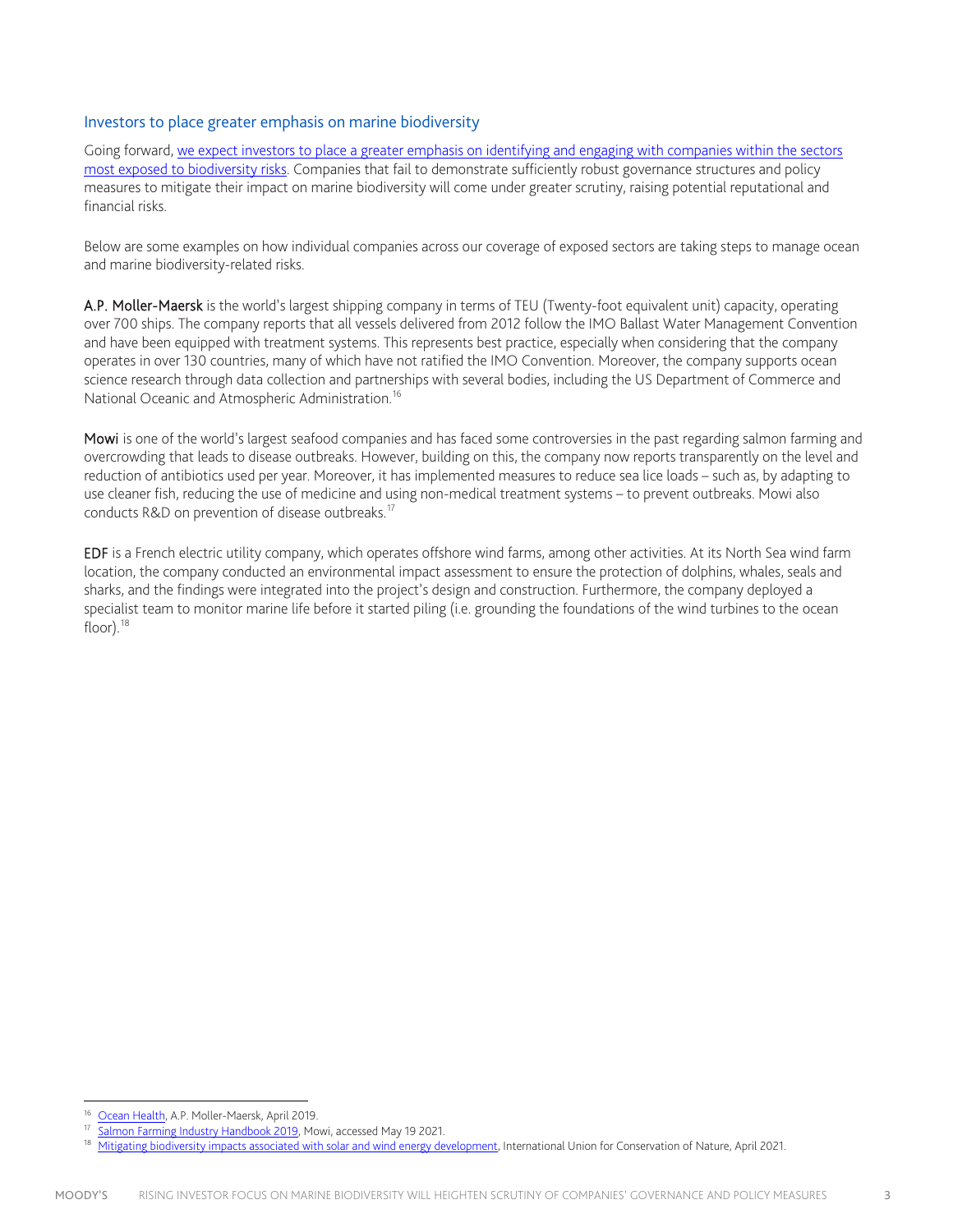## Investors to place greater emphasis on marine biodiversity

Going forward, [we expect investors to place a greater emphasis on identifying and engaging with companies within the sectors most exposed to biodiversity risks](). Companies that fail to demonstrate sufficiently robust governance structures and policy measures to mitigate their impact on marine biodiversity will come under greater scrutiny, raising potential reputational and financial risks.

Below are some examples on how individual companies across our coverage of exposed sectors are taking steps to manage ocean and marine biodiversity-related risks.

**A.P. Moller-Maersk** is the world's largest shipping company in terms of TEU (Twenty-foot equivalent unit) capacity, operating over 700 ships. The company reports that all vessels delivered from 2012 follow the IMO Ballast Water Management Convention and have been equipped with treatment systems. This represents best practice, especially when considering that the company operates in over 130 countries, many of which have not ratified the IMO Convention. Moreover, the company supports ocean science research through data collection and partnerships with several bodies, including the US Department of Commerce and National Oceanic and Atmospheric Administration.[16]

**Mowi** is one of the world's largest seafood companies and has faced some controversies in the past regarding salmon farming and overcrowding that leads to disease outbreaks. However, building on this, the company now reports transparently on the level and reduction of antibiotics used per year. Moreover, it has implemented measures to reduce sea lice loads – such as, by adapting to use cleaner fish, reducing the use of medicine and using non-medical treatment systems – to prevent outbreaks. Mowi also conducts R&D on prevention of disease outbreaks.[17]

**EDF** is a French electric utility company, which operates offshore wind farms, among other activities. At its North Sea wind farm location, the company conducted an environmental impact assessment to ensure the protection of dolphins, whales, seals and sharks, and the findings were integrated into the project's design and construction. Furthermore, the company deployed a specialist team to monitor marine life before it started piling (i.e. grounding the foundations of the wind turbines to the ocean floor).[18]

---

[16] Ocean Health, A.P. Moller-Maersk, April 2019.

[17] Salmon Farming Industry Handbook 2019, Mowi, accessed May 19 2021.

[18] Mitigating biodiversity impacts associated with solar and wind energy development, International Union for Conservation of Nature, April 2021.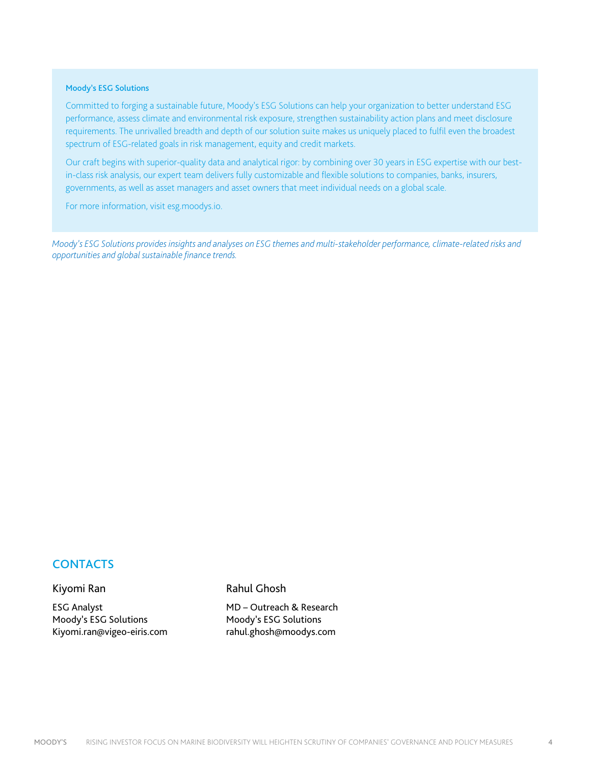**Moody's ESG Solutions**

Committed to forging a sustainable future, Moody's ESG Solutions can help your organization to better understand ESG performance, assess climate and environmental risk exposure, strengthen sustainability action plans and meet disclosure requirements. The unrivalled breadth and depth of our solution suite makes us uniquely placed to fulfil even the broadest spectrum of ESG-related goals in risk management, equity and credit markets.

Our craft begins with superior-quality data and analytical rigor: by combining over 30 years in ESG expertise with our best-in-class risk analysis, our expert team delivers fully customizable and flexible solutions to companies, banks, insurers, governments, as well as asset managers and asset owners that meet individual needs on a global scale.

For more information, visit esg.moodys.io.

*Moody's ESG Solutions provides insights and analyses on ESG themes and multi-stakeholder performance, climate-related risks and opportunities and global sustainable finance trends.*

## CONTACTS

Kiyomi Ran

ESG Analyst
Moody's ESG Solutions
Kiyomi.ran@vigeo-eiris.com

Rahul Ghosh

MD – Outreach & Research
Moody's ESG Solutions
rahul.ghosh@moodys.com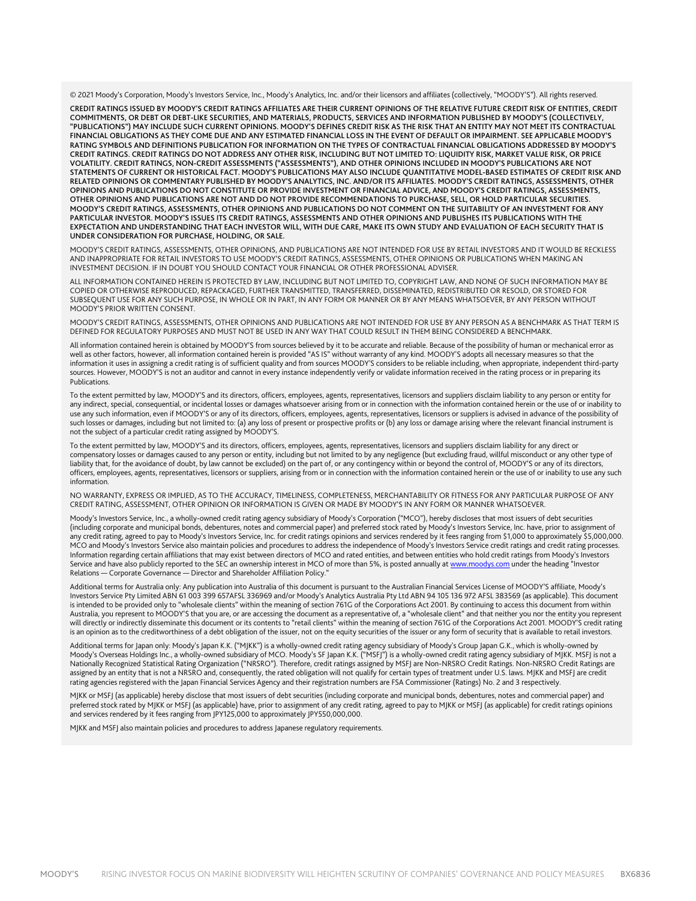© 2021 Moody's Corporation, Moody's Investors Service, Inc., Moody's Analytics, Inc. and/or their licensors and affiliates (collectively, "MOODY'S"). All rights reserved.

**CREDIT RATINGS ISSUED BY MOODY'S CREDIT RATINGS AFFILIATES ARE THEIR CURRENT OPINIONS OF THE RELATIVE FUTURE CREDIT RISK OF ENTITIES, CREDIT COMMITMENTS, OR DEBT OR DEBT-LIKE SECURITIES, AND MATERIALS, PRODUCTS, SERVICES AND INFORMATION PUBLISHED BY MOODY'S (COLLECTIVELY, "PUBLICATIONS") MAY INCLUDE SUCH CURRENT OPINIONS. MOODY'S DEFINES CREDIT RISK AS THE RISK THAT AN ENTITY MAY NOT MEET ITS CONTRACTUAL FINANCIAL OBLIGATIONS AS THEY COME DUE AND ANY ESTIMATED FINANCIAL LOSS IN THE EVENT OF DEFAULT OR IMPAIRMENT. SEE APPLICABLE MOODY'S RATING SYMBOLS AND DEFINITIONS PUBLICATION FOR INFORMATION ON THE TYPES OF CONTRACTUAL FINANCIAL OBLIGATIONS ADDRESSED BY MOODY'S CREDIT RATINGS. CREDIT RATINGS DO NOT ADDRESS ANY OTHER RISK, INCLUDING BUT NOT LIMITED TO: LIQUIDITY RISK, MARKET VALUE RISK, OR PRICE VOLATILITY. CREDIT RATINGS, NON-CREDIT ASSESSMENTS ("ASSESSMENTS"), AND OTHER OPINIONS INCLUDED IN MOODY'S PUBLICATIONS ARE NOT STATEMENTS OF CURRENT OR HISTORICAL FACT. MOODY'S PUBLICATIONS MAY ALSO INCLUDE QUANTITATIVE MODEL-BASED ESTIMATES OF CREDIT RISK AND RELATED OPINIONS OR COMMENTARY PUBLISHED BY MOODY'S ANALYTICS, INC. AND/OR ITS AFFILIATES. MOODY'S CREDIT RATINGS, ASSESSMENTS, OTHER OPINIONS AND PUBLICATIONS DO NOT CONSTITUTE OR PROVIDE INVESTMENT OR FINANCIAL ADVICE, AND MOODY'S CREDIT RATINGS, ASSESSMENTS, OTHER OPINIONS AND PUBLICATIONS ARE NOT AND DO NOT PROVIDE RECOMMENDATIONS TO PURCHASE, SELL, OR HOLD PARTICULAR SECURITIES. MOODY'S CREDIT RATINGS, ASSESSMENTS, OTHER OPINIONS AND PUBLICATIONS DO NOT COMMENT ON THE SUITABILITY OF AN INVESTMENT FOR ANY PARTICULAR INVESTOR. MOODY'S ISSUES ITS CREDIT RATINGS, ASSESSMENTS AND OTHER OPINIONS AND PUBLISHES ITS PUBLICATIONS WITH THE EXPECTATION AND UNDERSTANDING THAT EACH INVESTOR WILL, WITH DUE CARE, MAKE ITS OWN STUDY AND EVALUATION OF EACH SECURITY THAT IS UNDER CONSIDERATION FOR PURCHASE, HOLDING, OR SALE.**

MOODY'S CREDIT RATINGS, ASSESSMENTS, OTHER OPINIONS, AND PUBLICATIONS ARE NOT INTENDED FOR USE BY RETAIL INVESTORS AND IT WOULD BE RECKLESS AND INAPPROPRIATE FOR RETAIL INVESTORS TO USE MOODY'S CREDIT RATINGS, ASSESSMENTS, OTHER OPINIONS OR PUBLICATIONS WHEN MAKING AN INVESTMENT DECISION. IF IN DOUBT YOU SHOULD CONTACT YOUR FINANCIAL OR OTHER PROFESSIONAL ADVISER.

ALL INFORMATION CONTAINED HEREIN IS PROTECTED BY LAW, INCLUDING BUT NOT LIMITED TO, COPYRIGHT LAW, AND NONE OF SUCH INFORMATION MAY BE COPIED OR OTHERWISE REPRODUCED, REPACKAGED, FURTHER TRANSMITTED, TRANSFERRED, DISSEMINATED, REDISTRIBUTED OR RESOLD, OR STORED FOR SUBSEQUENT USE FOR ANY SUCH PURPOSE, IN WHOLE OR IN PART, IN ANY FORM OR MANNER OR BY ANY MEANS WHATSOEVER, BY ANY PERSON WITHOUT MOODY'S PRIOR WRITTEN CONSENT.

MOODY'S CREDIT RATINGS, ASSESSMENTS, OTHER OPINIONS AND PUBLICATIONS ARE NOT INTENDED FOR USE BY ANY PERSON AS A BENCHMARK AS THAT TERM IS DEFINED FOR REGULATORY PURPOSES AND MUST NOT BE USED IN ANY WAY THAT COULD RESULT IN THEM BEING CONSIDERED A BENCHMARK.

All information contained herein is obtained by MOODY'S from sources believed by it to be accurate and reliable. Because of the possibility of human or mechanical error as well as other factors, however, all information contained herein is provided "AS IS" without warranty of any kind. MOODY'S adopts all necessary measures so that the information it uses in assigning a credit rating is of sufficient quality and from sources MOODY'S considers to be reliable including, when appropriate, independent third-party sources. However, MOODY'S is not an auditor and cannot in every instance independently verify or validate information received in the rating process or in preparing its Publications.

To the extent permitted by law, MOODY'S and its directors, officers, employees, agents, representatives, licensors and suppliers disclaim liability to any person or entity for any indirect, special, consequential, or incidental losses or damages whatsoever arising from or in connection with the information contained herein or the use of or inability to use any such information, even if MOODY'S or any of its directors, officers, employees, agents, representatives, licensors or suppliers is advised in advance of the possibility of such losses or damages, including but not limited to: (a) any loss of present or prospective profits or (b) any loss or damage arising where the relevant financial instrument is not the subject of a particular credit rating assigned by MOODY'S.

To the extent permitted by law, MOODY'S and its directors, officers, employees, agents, representatives, licensors and suppliers disclaim liability for any direct or compensatory losses or damages caused to any person or entity, including but not limited to by any negligence (but excluding fraud, willful misconduct or any other type of liability that, for the avoidance of doubt, by law cannot be excluded) on the part of, or any contingency within or beyond the control of, MOODY'S or any of its directors, officers, employees, agents, representatives, licensors or suppliers, arising from or in connection with the information contained herein or the use of or inability to use any such information.

NO WARRANTY, EXPRESS OR IMPLIED, AS TO THE ACCURACY, TIMELINESS, COMPLETENESS, MERCHANTABILITY OR FITNESS FOR ANY PARTICULAR PURPOSE OF ANY CREDIT RATING, ASSESSMENT, OTHER OPINION OR INFORMATION IS GIVEN OR MADE BY MOODY'S IN ANY FORM OR MANNER WHATSOEVER.

Moody's Investors Service, Inc., a wholly-owned credit rating agency subsidiary of Moody's Corporation ("MCO"), hereby discloses that most issuers of debt securities (including corporate and municipal bonds, debentures, notes and commercial paper) and preferred stock rated by Moody's Investors Service, Inc. have, prior to assignment of any credit rating, agreed to pay to Moody's Investors Service, Inc. for credit ratings opinions and services rendered by it fees ranging from $1,000 to approximately $5,000,000. MCO and Moody's Investors Service also maintain policies and procedures to address the independence of Moody's Investors Service credit ratings and credit rating processes. Information regarding certain affiliations that may exist between directors of MCO and rated entities, and between entities who hold credit ratings from Moody's Investors Service and have also publicly reported to the SEC an ownership interest in MCO of more than 5%, is posted annually at www.moodys.com under the heading "Investor Relations — Corporate Governance — Director and Shareholder Affiliation Policy."

Additional terms for Australia only: Any publication into Australia of this document is pursuant to the Australian Financial Services License of MOODY'S affiliate, Moody's Investors Service Pty Limited ABN 61 003 399 657AFSL 336969 and/or Moody's Analytics Australia Pty Ltd ABN 94 105 136 972 AFSL 383569 (as applicable). This document is intended to be provided only to "wholesale clients" within the meaning of section 761G of the Corporations Act 2001. By continuing to access this document from within Australia, you represent to MOODY'S that you are, or are accessing the document as a representative of, a "wholesale client" and that neither you nor the entity you represent will directly or indirectly disseminate this document or its contents to "retail clients" within the meaning of section 761G of the Corporations Act 2001. MOODY'S credit rating is an opinion as to the creditworthiness of a debt obligation of the issuer, not on the equity securities of the issuer or any form of security that is available to retail investors.

Additional terms for Japan only: Moody's Japan K.K. ("MJKK") is a wholly-owned credit rating agency subsidiary of Moody's Group Japan G.K., which is wholly-owned by Moody's Overseas Holdings Inc., a wholly-owned subsidiary of MCO. Moody's SF Japan K.K. ("MSFJ") is a wholly-owned credit rating agency subsidiary of MJKK. MSFJ is not a Nationally Recognized Statistical Rating Organization ("NRSRO"). Therefore, credit ratings assigned by MSFJ are Non-NRSRO Credit Ratings. Non-NRSRO Credit Ratings are assigned by an entity that is not a NRSRO and, consequently, the rated obligation will not qualify for certain types of treatment under U.S. laws. MJKK and MSFJ are credit rating agencies registered with the Japan Financial Services Agency and their registration numbers are FSA Commissioner (Ratings) No. 2 and 3 respectively.

MJKK or MSFJ (as applicable) hereby disclose that most issuers of debt securities (including corporate and municipal bonds, debentures, notes and commercial paper) and preferred stock rated by MJKK or MSFJ (as applicable) have, prior to assignment of any credit rating, agreed to pay to MJKK or MSFJ (as applicable) for credit ratings opinions and services rendered by it fees ranging from JPY125,000 to approximately JPY550,000,000.

MJKK and MSFJ also maintain policies and procedures to address Japanese regulatory requirements.